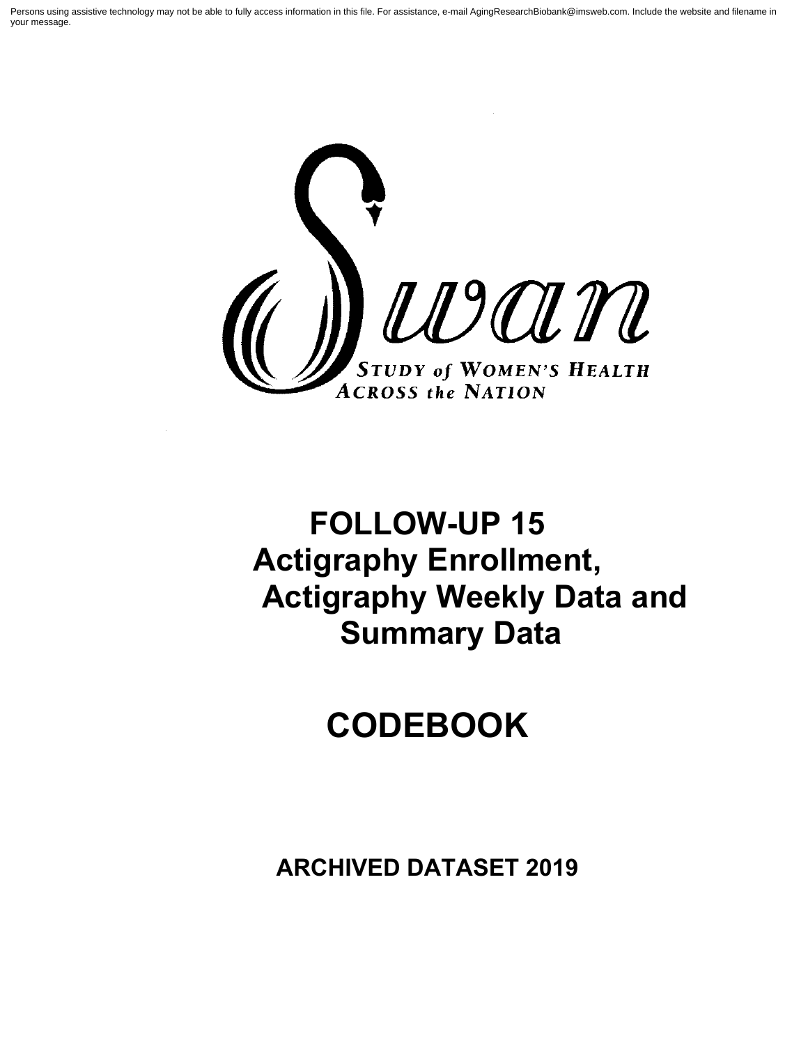Persons using assistive technology may not be able to fully access information in this file. For assistance, e-mail AgingResearchBiobank@imsweb.com. Include the website and filename in your message.

Swan

STUDY of WOMEN'S HEALTH ACROSS the NATION

# FOLLOW-UP 15 Actigraphy Enrollment, Actigraphy Weekly Data and Summary Data

# CODEBOOK

## ARCHIVED DATASET 2019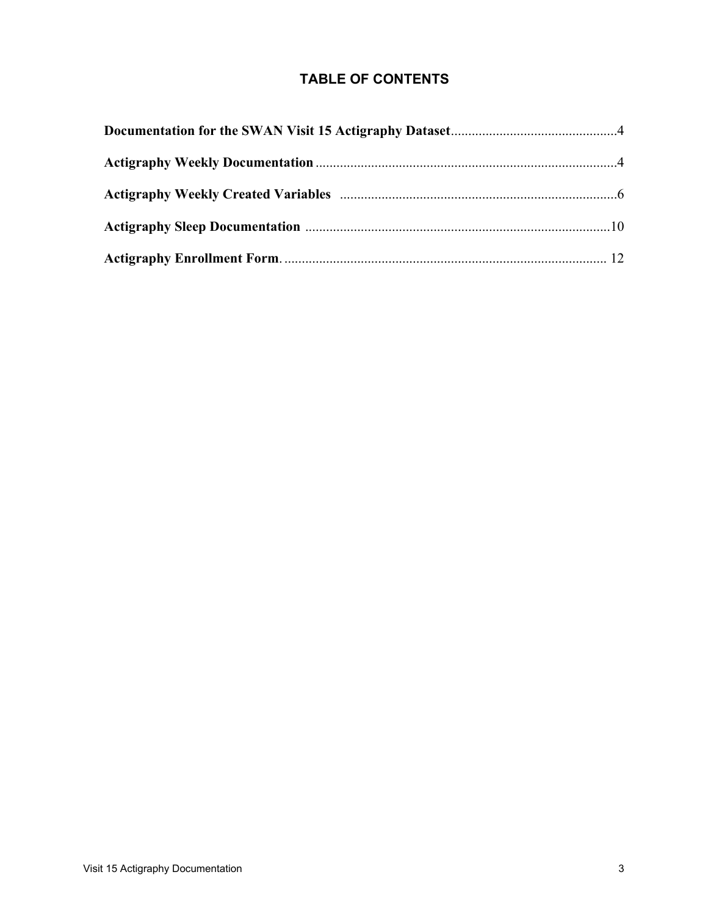## TABLE OF CONTENTS

**Documentation for the SWAN Visit 15 Actigraphy Dataset**................................................4

**Actigraphy Weekly Documentation**........................................................................................4

**Actigraphy Weekly Created Variables** ................................................................................6

**Actigraphy Sleep Documentation** ........................................................................................10

**Actigraphy Enrollment Form**. ............................................................................................. 12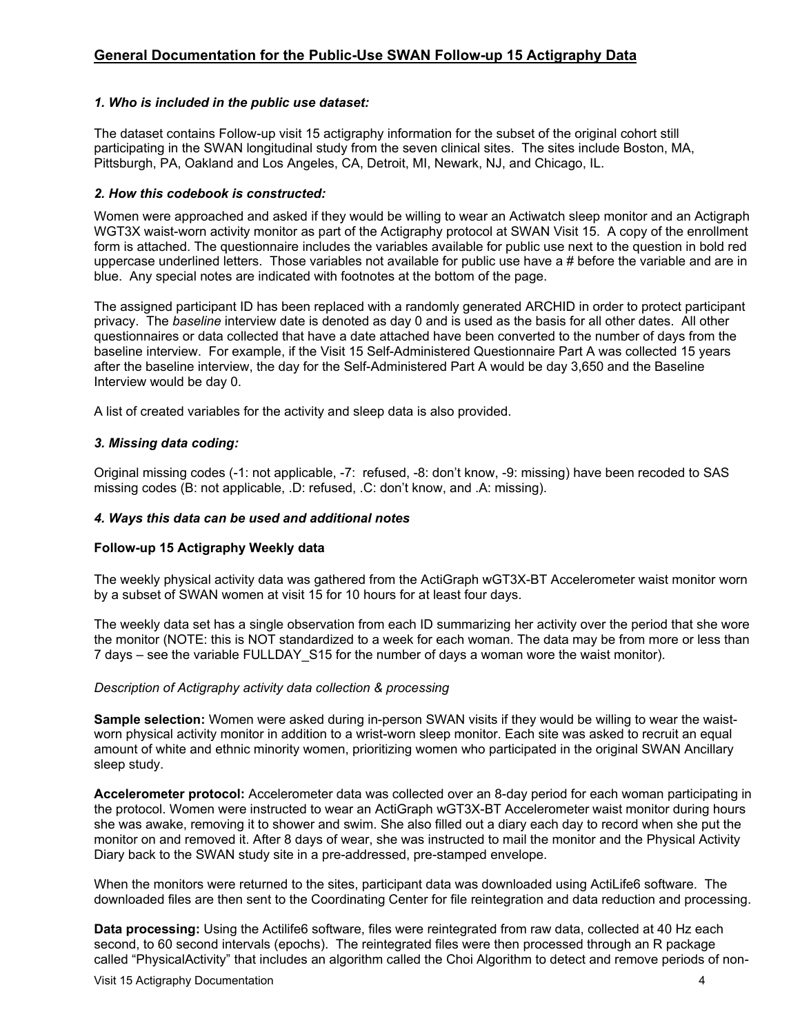## General Documentation for the Public-Use SWAN Follow-up 15 Actigraphy Data

### *1. Who is included in the public use dataset:*

The dataset contains Follow-up visit 15 actigraphy information for the subset of the original cohort still participating in the SWAN longitudinal study from the seven clinical sites. The sites include Boston, MA, Pittsburgh, PA, Oakland and Los Angeles, CA, Detroit, MI, Newark, NJ, and Chicago, IL.

### *2. How this codebook is constructed:*

Women were approached and asked if they would be willing to wear an Actiwatch sleep monitor and an Actigraph WGT3X waist-worn activity monitor as part of the Actigraphy protocol at SWAN Visit 15. A copy of the enrollment form is attached. The questionnaire includes the variables available for public use next to the question in bold red uppercase underlined letters. Those variables not available for public use have a # before the variable and are in blue. Any special notes are indicated with footnotes at the bottom of the page.

The assigned participant ID has been replaced with a randomly generated ARCHID in order to protect participant privacy. The *baseline* interview date is denoted as day 0 and is used as the basis for all other dates. All other questionnaires or data collected that have a date attached have been converted to the number of days from the baseline interview. For example, if the Visit 15 Self-Administered Questionnaire Part A was collected 15 years after the baseline interview, the day for the Self-Administered Part A would be day 3,650 and the Baseline Interview would be day 0.

A list of created variables for the activity and sleep data is also provided.

### *3. Missing data coding:*

Original missing codes (-1: not applicable, -7: refused, -8: don't know, -9: missing) have been recoded to SAS missing codes (B: not applicable, .D: refused, .C: don't know, and .A: missing).

### *4. Ways this data can be used and additional notes*

**Follow-up 15 Actigraphy Weekly data**

The weekly physical activity data was gathered from the ActiGraph wGT3X-BT Accelerometer waist monitor worn by a subset of SWAN women at visit 15 for 10 hours for at least four days.

The weekly data set has a single observation from each ID summarizing her activity over the period that she wore the monitor (NOTE: this is NOT standardized to a week for each woman. The data may be from more or less than 7 days – see the variable FULLDAY_S15 for the number of days a woman wore the waist monitor).

*Description of Actigraphy activity data collection & processing*

**Sample selection:** Women were asked during in-person SWAN visits if they would be willing to wear the waist-worn physical activity monitor in addition to a wrist-worn sleep monitor. Each site was asked to recruit an equal amount of white and ethnic minority women, prioritizing women who participated in the original SWAN Ancillary sleep study.

**Accelerometer protocol:** Accelerometer data was collected over an 8-day period for each woman participating in the protocol. Women were instructed to wear an ActiGraph wGT3X-BT Accelerometer waist monitor during hours she was awake, removing it to shower and swim. She also filled out a diary each day to record when she put the monitor on and removed it. After 8 days of wear, she was instructed to mail the monitor and the Physical Activity Diary back to the SWAN study site in a pre-addressed, pre-stamped envelope.

When the monitors were returned to the sites, participant data was downloaded using ActiLife6 software. The downloaded files are then sent to the Coordinating Center for file reintegration and data reduction and processing.

**Data processing:** Using the Actilife6 software, files were reintegrated from raw data, collected at 40 Hz each second, to 60 second intervals (epochs). The reintegrated files were then processed through an R package called "PhysicalActivity" that includes an algorithm called the Choi Algorithm to detect and remove periods of non-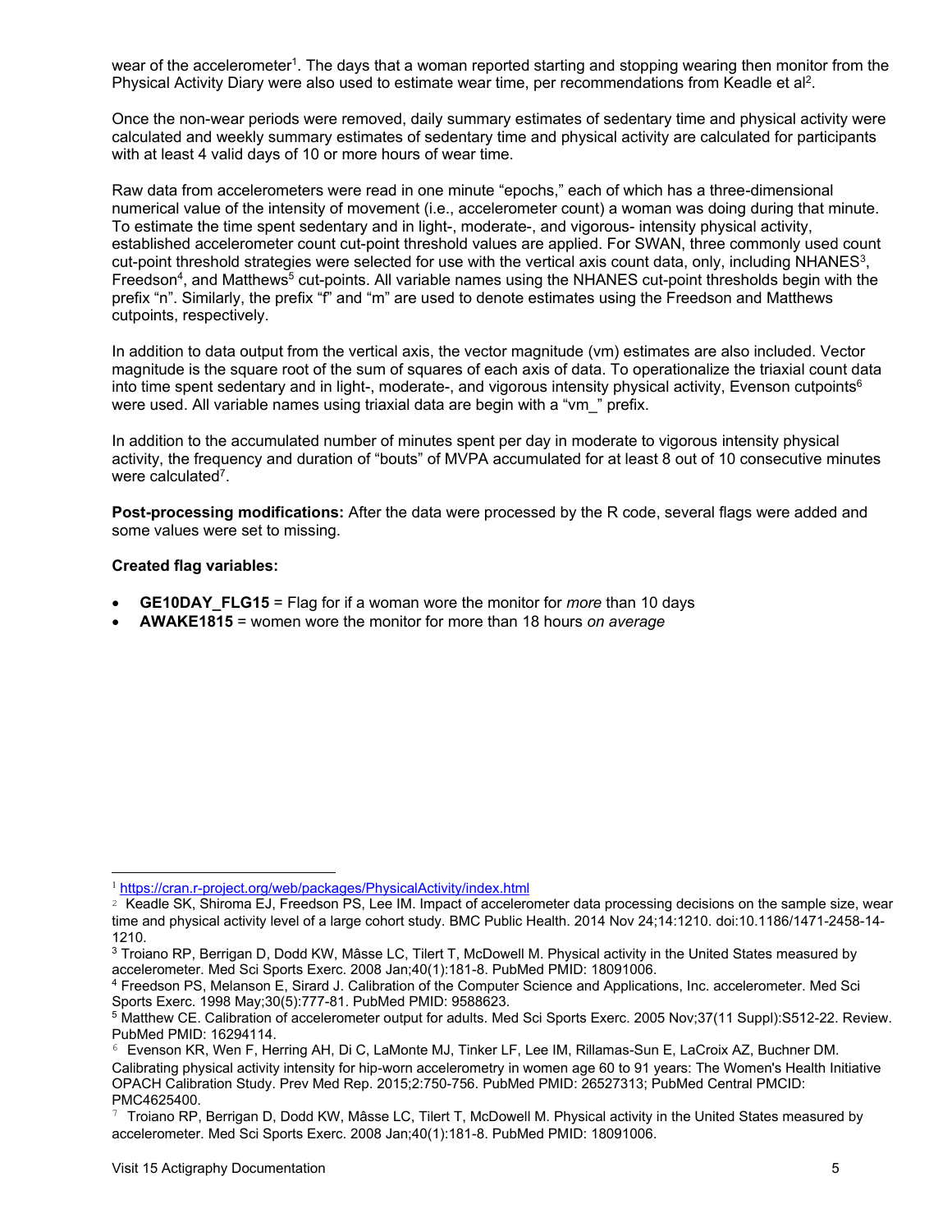wear of the accelerometer[1]. The days that a woman reported starting and stopping wearing then monitor from the Physical Activity Diary were also used to estimate wear time, per recommendations from Keadle et al[2].

Once the non-wear periods were removed, daily summary estimates of sedentary time and physical activity were calculated and weekly summary estimates of sedentary time and physical activity are calculated for participants with at least 4 valid days of 10 or more hours of wear time.

Raw data from accelerometers were read in one minute "epochs," each of which has a three-dimensional numerical value of the intensity of movement (i.e., accelerometer count) a woman was doing during that minute. To estimate the time spent sedentary and in light-, moderate-, and vigorous- intensity physical activity, established accelerometer count cut-point threshold values are applied. For SWAN, three commonly used count cut-point threshold strategies were selected for use with the vertical axis count data, only, including NHANES[3], Freedson[4], and Matthews[5] cut-points. All variable names using the NHANES cut-point thresholds begin with the prefix "n". Similarly, the prefix "f" and "m" are used to denote estimates using the Freedson and Matthews cutpoints, respectively.

In addition to data output from the vertical axis, the vector magnitude (vm) estimates are also included. Vector magnitude is the square root of the sum of squares of each axis of data. To operationalize the triaxial count data into time spent sedentary and in light-, moderate-, and vigorous intensity physical activity, Evenson cutpoints[6] were used. All variable names using triaxial data are begin with a "vm_" prefix.

In addition to the accumulated number of minutes spent per day in moderate to vigorous intensity physical activity, the frequency and duration of "bouts" of MVPA accumulated for at least 8 out of 10 consecutive minutes were calculated[7].

**Post-processing modifications:** After the data were processed by the R code, several flags were added and some values were set to missing.

**Created flag variables:**

- **GE10DAY_FLG15** = Flag for if a woman wore the monitor for *more* than 10 days
- **AWAKE1815** = women wore the monitor for more than 18 hours *on average*

---

[1] https://cran.r-project.org/web/packages/PhysicalActivity/index.html

[2] Keadle SK, Shiroma EJ, Freedson PS, Lee IM. Impact of accelerometer data processing decisions on the sample size, wear time and physical activity level of a large cohort study. BMC Public Health. 2014 Nov 24;14:1210. doi:10.1186/1471-2458-14-1210.

[3] Troiano RP, Berrigan D, Dodd KW, Mâsse LC, Tilert T, McDowell M. Physical activity in the United States measured by accelerometer. Med Sci Sports Exerc. 2008 Jan;40(1):181-8. PubMed PMID: 18091006.

[4] Freedson PS, Melanson E, Sirard J. Calibration of the Computer Science and Applications, Inc. accelerometer. Med Sci Sports Exerc. 1998 May;30(5):777-81. PubMed PMID: 9588623.

[5] Matthew CE. Calibration of accelerometer output for adults. Med Sci Sports Exerc. 2005 Nov;37(11 Suppl):S512-22. Review. PubMed PMID: 16294114.

[6] Evenson KR, Wen F, Herring AH, Di C, LaMonte MJ, Tinker LF, Lee IM, Rillamas-Sun E, LaCroix AZ, Buchner DM. Calibrating physical activity intensity for hip-worn accelerometry in women age 60 to 91 years: The Women's Health Initiative OPACH Calibration Study. Prev Med Rep. 2015;2:750-756. PubMed PMID: 26527313; PubMed Central PMCID: PMC4625400.

[7] Troiano RP, Berrigan D, Dodd KW, Mâsse LC, Tilert T, McDowell M. Physical activity in the United States measured by accelerometer. Med Sci Sports Exerc. 2008 Jan;40(1):181-8. PubMed PMID: 18091006.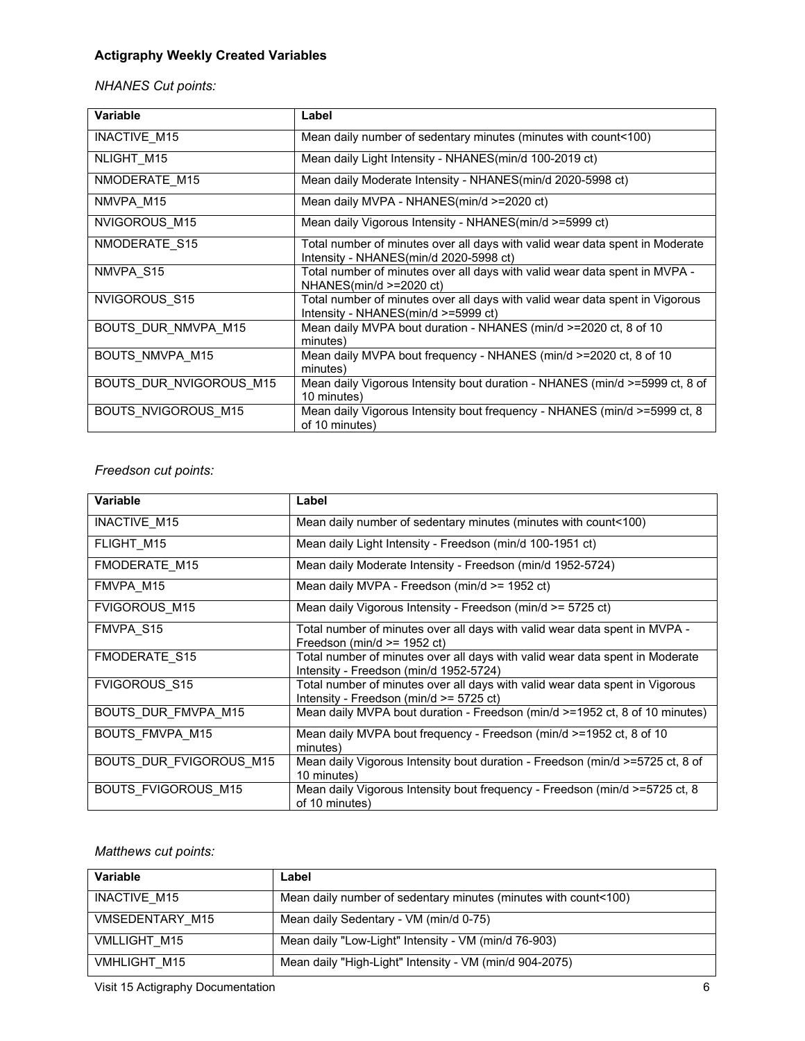### Actigraphy Weekly Created Variables

*NHANES Cut points:*

| Variable | Label |
|---|---|
| INACTIVE_M15 | Mean daily number of sedentary minutes (minutes with count<100) |
| NLIGHT_M15 | Mean daily Light Intensity - NHANES(min/d 100-2019 ct) |
| NMODERATE_M15 | Mean daily Moderate Intensity - NHANES(min/d 2020-5998 ct) |
| NMVPA_M15 | Mean daily MVPA - NHANES(min/d >=2020 ct) |
| NVIGOROUS_M15 | Mean daily Vigorous Intensity - NHANES(min/d >=5999 ct) |
| NMODERATE_S15 | Total number of minutes over all days with valid wear data spent in Moderate Intensity - NHANES(min/d 2020-5998 ct) |
| NMVPA_S15 | Total number of minutes over all days with valid wear data spent in MVPA - NHANES(min/d >=2020 ct) |
| NVIGOROUS_S15 | Total number of minutes over all days with valid wear data spent in Vigorous Intensity - NHANES(min/d >=5999 ct) |
| BOUTS_DUR_NMVPA_M15 | Mean daily MVPA bout duration - NHANES (min/d >=2020 ct, 8 of 10 minutes) |
| BOUTS_NMVPA_M15 | Mean daily MVPA bout frequency - NHANES (min/d >=2020 ct, 8 of 10 minutes) |
| BOUTS_DUR_NVIGOROUS_M15 | Mean daily Vigorous Intensity bout duration - NHANES (min/d >=5999 ct, 8 of 10 minutes) |
| BOUTS_NVIGOROUS_M15 | Mean daily Vigorous Intensity bout frequency - NHANES (min/d >=5999 ct, 8 of 10 minutes) |

*Freedson cut points:*

| Variable | Label |
|---|---|
| INACTIVE_M15 | Mean daily number of sedentary minutes (minutes with count<100) |
| FLIGHT_M15 | Mean daily Light Intensity - Freedson (min/d 100-1951 ct) |
| FMODERATE_M15 | Mean daily Moderate Intensity - Freedson (min/d 1952-5724) |
| FMVPA_M15 | Mean daily MVPA - Freedson (min/d >= 1952 ct) |
| FVIGOROUS_M15 | Mean daily Vigorous Intensity - Freedson (min/d >= 5725 ct) |
| FMVPA_S15 | Total number of minutes over all days with valid wear data spent in MVPA - Freedson (min/d >= 1952 ct) |
| FMODERATE_S15 | Total number of minutes over all days with valid wear data spent in Moderate Intensity - Freedson (min/d 1952-5724) |
| FVIGOROUS_S15 | Total number of minutes over all days with valid wear data spent in Vigorous Intensity - Freedson (min/d >= 5725 ct) |
| BOUTS_DUR_FMVPA_M15 | Mean daily MVPA bout duration - Freedson (min/d >=1952 ct, 8 of 10 minutes) |
| BOUTS_FMVPA_M15 | Mean daily MVPA bout frequency - Freedson (min/d >=1952 ct, 8 of 10 minutes) |
| BOUTS_DUR_FVIGOROUS_M15 | Mean daily Vigorous Intensity bout duration - Freedson (min/d >=5725 ct, 8 of 10 minutes) |
| BOUTS_FVIGOROUS_M15 | Mean daily Vigorous Intensity bout frequency - Freedson (min/d >=5725 ct, 8 of 10 minutes) |

*Matthews cut points:*

| Variable | Label |
|---|---|
| INACTIVE_M15 | Mean daily number of sedentary minutes (minutes with count<100) |
| VMSEDENTARY_M15 | Mean daily Sedentary - VM (min/d 0-75) |
| VMLLIGHT_M15 | Mean daily "Low-Light" Intensity - VM (min/d 76-903) |
| VMHLIGHT_M15 | Mean daily "High-Light" Intensity - VM (min/d 904-2075) |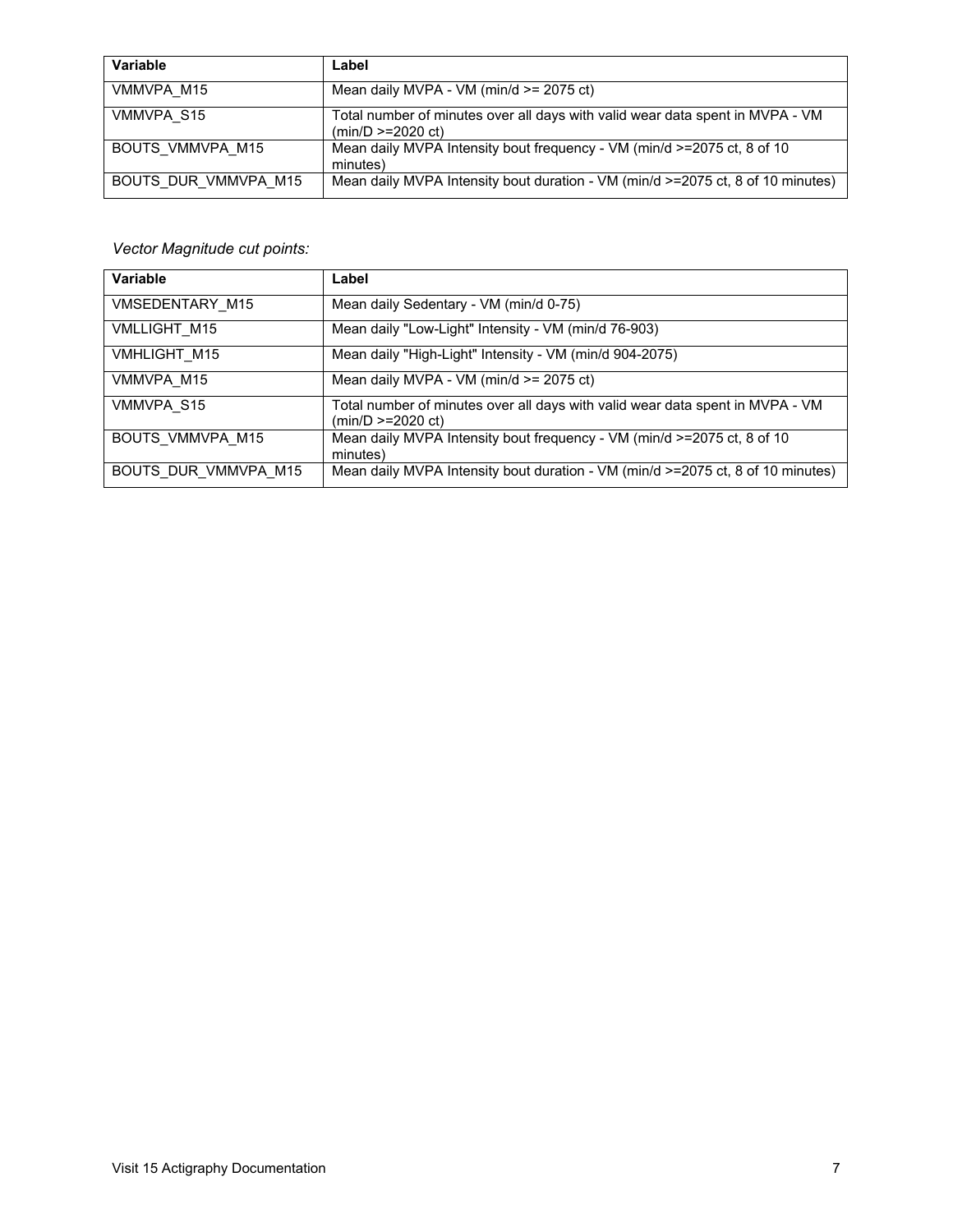| Variable | Label |
| --- | --- |
| VMMVPA_M15 | Mean daily MVPA - VM (min/d >= 2075 ct) |
| VMMVPA_S15 | Total number of minutes over all days with valid wear data spent in MVPA - VM (min/D >=2020 ct) |
| BOUTS_VMMVPA_M15 | Mean daily MVPA Intensity bout frequency - VM (min/d >=2075 ct, 8 of 10 minutes) |
| BOUTS_DUR_VMMVPA_M15 | Mean daily MVPA Intensity bout duration - VM (min/d >=2075 ct, 8 of 10 minutes) |

*Vector Magnitude cut points:*

| Variable | Label |
| --- | --- |
| VMSEDENTARY_M15 | Mean daily Sedentary - VM (min/d 0-75) |
| VMLLIGHT_M15 | Mean daily "Low-Light" Intensity - VM (min/d 76-903) |
| VMHLIGHT_M15 | Mean daily "High-Light" Intensity - VM (min/d 904-2075) |
| VMMVPA_M15 | Mean daily MVPA - VM (min/d >= 2075 ct) |
| VMMVPA_S15 | Total number of minutes over all days with valid wear data spent in MVPA - VM (min/D >=2020 ct) |
| BOUTS_VMMVPA_M15 | Mean daily MVPA Intensity bout frequency - VM (min/d >=2075 ct, 8 of 10 minutes) |
| BOUTS_DUR_VMMVPA_M15 | Mean daily MVPA Intensity bout duration - VM (min/d >=2075 ct, 8 of 10 minutes) |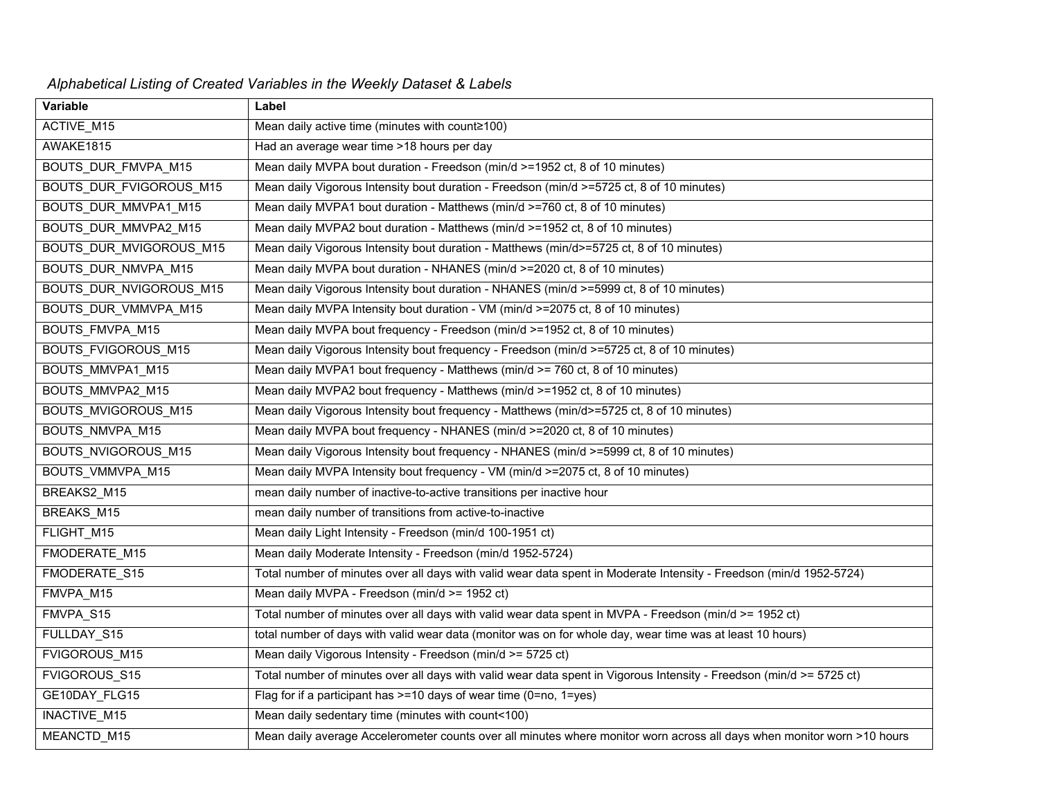*Alphabetical Listing of Created Variables in the Weekly Dataset & Labels*

| Variable | Label |
|---|---|
| ACTIVE_M15 | Mean daily active time (minutes with count≥100) |
| AWAKE1815 | Had an average wear time >18 hours per day |
| BOUTS_DUR_FMVPA_M15 | Mean daily MVPA bout duration - Freedson (min/d >=1952 ct, 8 of 10 minutes) |
| BOUTS_DUR_FVIGOROUS_M15 | Mean daily Vigorous Intensity bout duration - Freedson (min/d >=5725 ct, 8 of 10 minutes) |
| BOUTS_DUR_MMVPA1_M15 | Mean daily MVPA1 bout duration - Matthews (min/d >=760 ct, 8 of 10 minutes) |
| BOUTS_DUR_MMVPA2_M15 | Mean daily MVPA2 bout duration - Matthews (min/d >=1952 ct, 8 of 10 minutes) |
| BOUTS_DUR_MVIGOROUS_M15 | Mean daily Vigorous Intensity bout duration - Matthews (min/d>=5725 ct, 8 of 10 minutes) |
| BOUTS_DUR_NMVPA_M15 | Mean daily MVPA bout duration - NHANES (min/d >=2020 ct, 8 of 10 minutes) |
| BOUTS_DUR_NVIGOROUS_M15 | Mean daily Vigorous Intensity bout duration - NHANES (min/d >=5999 ct, 8 of 10 minutes) |
| BOUTS_DUR_VMMVPA_M15 | Mean daily MVPA Intensity bout duration - VM (min/d >=2075 ct, 8 of 10 minutes) |
| BOUTS_FMVPA_M15 | Mean daily MVPA bout frequency - Freedson (min/d >=1952 ct, 8 of 10 minutes) |
| BOUTS_FVIGOROUS_M15 | Mean daily Vigorous Intensity bout frequency - Freedson (min/d >=5725 ct, 8 of 10 minutes) |
| BOUTS_MMVPA1_M15 | Mean daily MVPA1 bout frequency - Matthews (min/d >= 760 ct, 8 of 10 minutes) |
| BOUTS_MMVPA2_M15 | Mean daily MVPA2 bout frequency - Matthews (min/d >=1952 ct, 8 of 10 minutes) |
| BOUTS_MVIGOROUS_M15 | Mean daily Vigorous Intensity bout frequency - Matthews (min/d>=5725 ct, 8 of 10 minutes) |
| BOUTS_NMVPA_M15 | Mean daily MVPA bout frequency - NHANES (min/d >=2020 ct, 8 of 10 minutes) |
| BOUTS_NVIGOROUS_M15 | Mean daily Vigorous Intensity bout frequency - NHANES (min/d >=5999 ct, 8 of 10 minutes) |
| BOUTS_VMMVPA_M15 | Mean daily MVPA Intensity bout frequency - VM (min/d >=2075 ct, 8 of 10 minutes) |
| BREAKS2_M15 | mean daily number of inactive-to-active transitions per inactive hour |
| BREAKS_M15 | mean daily number of transitions from active-to-inactive |
| FLIGHT_M15 | Mean daily Light Intensity - Freedson (min/d 100-1951 ct) |
| FMODERATE_M15 | Mean daily Moderate Intensity - Freedson (min/d 1952-5724) |
| FMODERATE_S15 | Total number of minutes over all days with valid wear data spent in Moderate Intensity - Freedson (min/d 1952-5724) |
| FMVPA_M15 | Mean daily MVPA - Freedson (min/d >= 1952 ct) |
| FMVPA_S15 | Total number of minutes over all days with valid wear data spent in MVPA - Freedson (min/d >= 1952 ct) |
| FULLDAY_S15 | total number of days with valid wear data (monitor was on for whole day, wear time was at least 10 hours) |
| FVIGOROUS_M15 | Mean daily Vigorous Intensity - Freedson (min/d >= 5725 ct) |
| FVIGOROUS_S15 | Total number of minutes over all days with valid wear data spent in Vigorous Intensity - Freedson (min/d >= 5725 ct) |
| GE10DAY_FLG15 | Flag for if a participant has >=10 days of wear time (0=no, 1=yes) |
| INACTIVE_M15 | Mean daily sedentary time (minutes with count<100) |
| MEANCTD_M15 | Mean daily average Accelerometer counts over all minutes where monitor worn across all days when monitor worn >10 hours |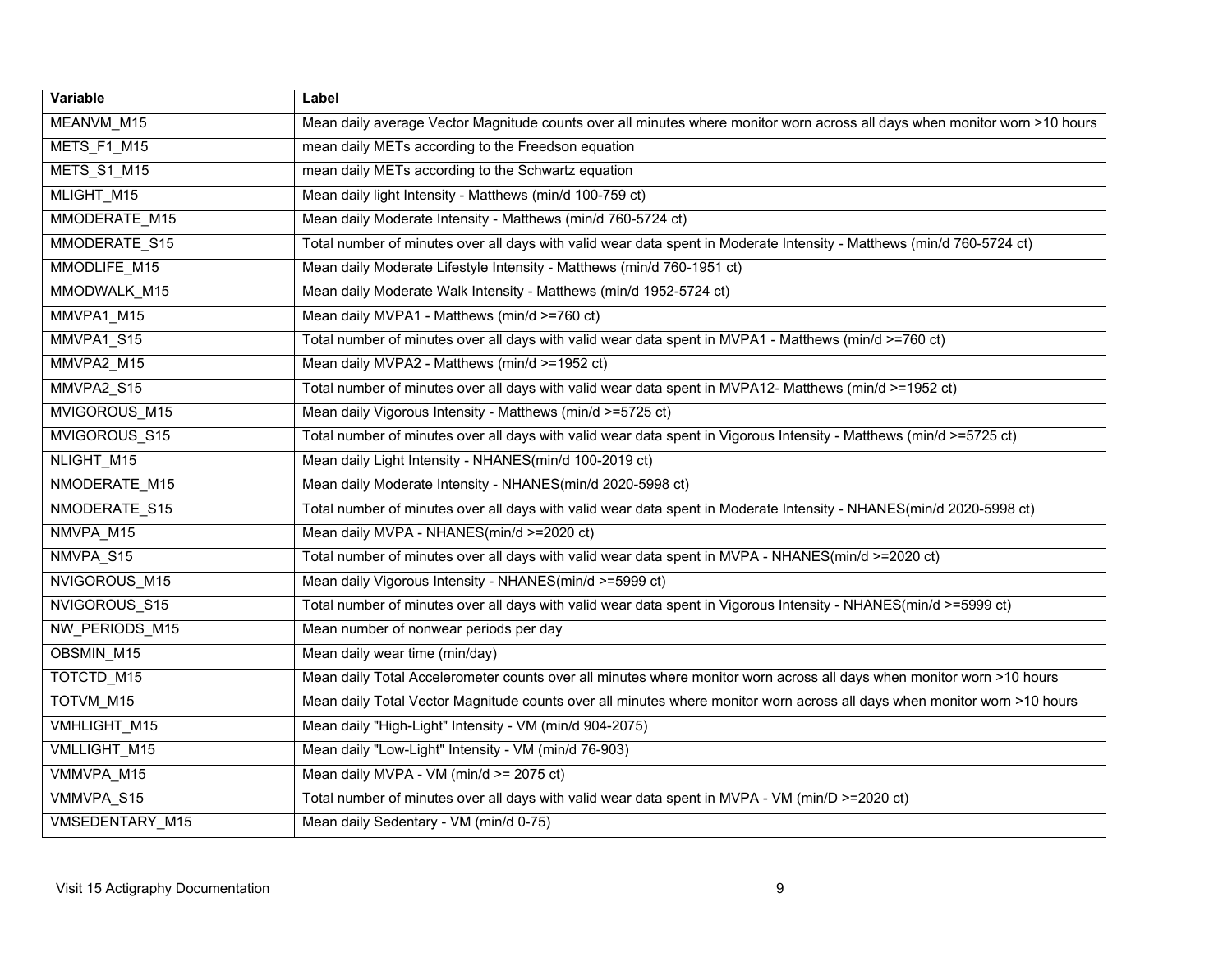| Variable | Label |
| --- | --- |
| MEANVM_M15 | Mean daily average Vector Magnitude counts over all minutes where monitor worn across all days when monitor worn >10 hours |
| METS_F1_M15 | mean daily METs according to the Freedson equation |
| METS_S1_M15 | mean daily METs according to the Schwartz equation |
| MLIGHT_M15 | Mean daily light Intensity - Matthews (min/d 100-759 ct) |
| MMODERATE_M15 | Mean daily Moderate Intensity - Matthews (min/d 760-5724 ct) |
| MMODERATE_S15 | Total number of minutes over all days with valid wear data spent in Moderate Intensity - Matthews (min/d 760-5724 ct) |
| MMODLIFE_M15 | Mean daily Moderate Lifestyle Intensity - Matthews (min/d 760-1951 ct) |
| MMODWALK_M15 | Mean daily Moderate Walk Intensity - Matthews (min/d 1952-5724 ct) |
| MMVPA1_M15 | Mean daily MVPA1 - Matthews (min/d >=760 ct) |
| MMVPA1_S15 | Total number of minutes over all days with valid wear data spent in MVPA1 - Matthews (min/d >=760 ct) |
| MMVPA2_M15 | Mean daily MVPA2 - Matthews (min/d >=1952 ct) |
| MMVPA2_S15 | Total number of minutes over all days with valid wear data spent in MVPA12- Matthews (min/d >=1952 ct) |
| MVIGOROUS_M15 | Mean daily Vigorous Intensity - Matthews (min/d >=5725 ct) |
| MVIGOROUS_S15 | Total number of minutes over all days with valid wear data spent in Vigorous Intensity - Matthews (min/d >=5725 ct) |
| NLIGHT_M15 | Mean daily Light Intensity - NHANES(min/d 100-2019 ct) |
| NMODERATE_M15 | Mean daily Moderate Intensity - NHANES(min/d 2020-5998 ct) |
| NMODERATE_S15 | Total number of minutes over all days with valid wear data spent in Moderate Intensity - NHANES(min/d 2020-5998 ct) |
| NMVPA_M15 | Mean daily MVPA - NHANES(min/d >=2020 ct) |
| NMVPA_S15 | Total number of minutes over all days with valid wear data spent in MVPA - NHANES(min/d >=2020 ct) |
| NVIGOROUS_M15 | Mean daily Vigorous Intensity - NHANES(min/d >=5999 ct) |
| NVIGOROUS_S15 | Total number of minutes over all days with valid wear data spent in Vigorous Intensity - NHANES(min/d >=5999 ct) |
| NW_PERIODS_M15 | Mean number of nonwear periods per day |
| OBSMIN_M15 | Mean daily wear time (min/day) |
| TOTCTD_M15 | Mean daily Total Accelerometer counts over all minutes where monitor worn across all days when monitor worn >10 hours |
| TOTVM_M15 | Mean daily Total Vector Magnitude counts over all minutes where monitor worn across all days when monitor worn >10 hours |
| VMHLIGHT_M15 | Mean daily "High-Light" Intensity - VM (min/d 904-2075) |
| VMLLIGHT_M15 | Mean daily "Low-Light" Intensity - VM (min/d 76-903) |
| VMMVPA_M15 | Mean daily MVPA - VM (min/d >= 2075 ct) |
| VMMVPA_S15 | Total number of minutes over all days with valid wear data spent in MVPA - VM (min/D >=2020 ct) |
| VMSEDENTARY_M15 | Mean daily Sedentary - VM (min/d 0-75) |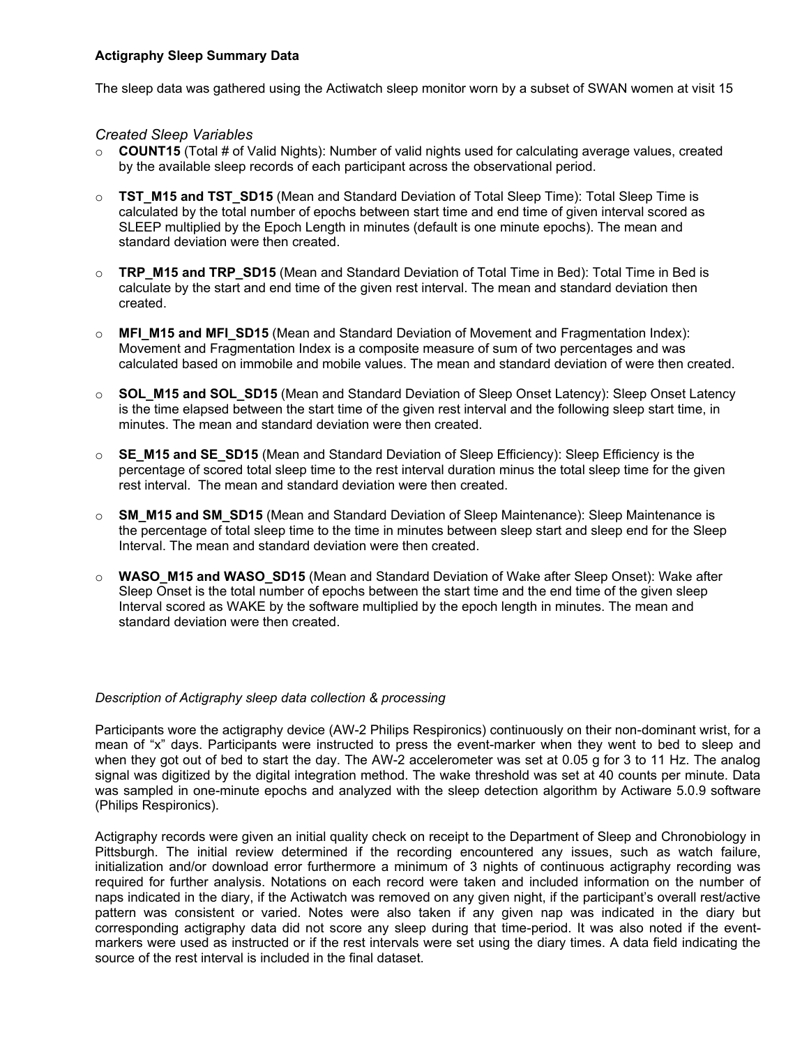**Actigraphy Sleep Summary Data**

The sleep data was gathered using the Actiwatch sleep monitor worn by a subset of SWAN women at visit 15

*Created Sleep Variables*

- **COUNT15** (Total # of Valid Nights): Number of valid nights used for calculating average values, created by the available sleep records of each participant across the observational period.
- **TST_M15 and TST_SD15** (Mean and Standard Deviation of Total Sleep Time): Total Sleep Time is calculated by the total number of epochs between start time and end time of given interval scored as SLEEP multiplied by the Epoch Length in minutes (default is one minute epochs). The mean and standard deviation were then created.
- **TRP_M15 and TRP_SD15** (Mean and Standard Deviation of Total Time in Bed): Total Time in Bed is calculate by the start and end time of the given rest interval. The mean and standard deviation then created.
- **MFI_M15 and MFI_SD15** (Mean and Standard Deviation of Movement and Fragmentation Index): Movement and Fragmentation Index is a composite measure of sum of two percentages and was calculated based on immobile and mobile values. The mean and standard deviation of were then created.
- **SOL_M15 and SOL_SD15** (Mean and Standard Deviation of Sleep Onset Latency): Sleep Onset Latency is the time elapsed between the start time of the given rest interval and the following sleep start time, in minutes. The mean and standard deviation were then created.
- **SE_M15 and SE_SD15** (Mean and Standard Deviation of Sleep Efficiency): Sleep Efficiency is the percentage of scored total sleep time to the rest interval duration minus the total sleep time for the given rest interval. The mean and standard deviation were then created.
- **SM_M15 and SM_SD15** (Mean and Standard Deviation of Sleep Maintenance): Sleep Maintenance is the percentage of total sleep time to the time in minutes between sleep start and sleep end for the Sleep Interval. The mean and standard deviation were then created.
- **WASO_M15 and WASO_SD15** (Mean and Standard Deviation of Wake after Sleep Onset): Wake after Sleep Onset is the total number of epochs between the start time and the end time of the given sleep Interval scored as WAKE by the software multiplied by the epoch length in minutes. The mean and standard deviation were then created.

*Description of Actigraphy sleep data collection & processing*

Participants wore the actigraphy device (AW-2 Philips Respironics) continuously on their non-dominant wrist, for a mean of "x" days. Participants were instructed to press the event-marker when they went to bed to sleep and when they got out of bed to start the day. The AW-2 accelerometer was set at 0.05 g for 3 to 11 Hz. The analog signal was digitized by the digital integration method. The wake threshold was set at 40 counts per minute. Data was sampled in one-minute epochs and analyzed with the sleep detection algorithm by Actiware 5.0.9 software (Philips Respironics).

Actigraphy records were given an initial quality check on receipt to the Department of Sleep and Chronobiology in Pittsburgh. The initial review determined if the recording encountered any issues, such as watch failure, initialization and/or download error furthermore a minimum of 3 nights of continuous actigraphy recording was required for further analysis. Notations on each record were taken and included information on the number of naps indicated in the diary, if the Actiwatch was removed on any given night, if the participant's overall rest/active pattern was consistent or varied. Notes were also taken if any given nap was indicated in the diary but corresponding actigraphy data did not score any sleep during that time-period. It was also noted if the event-markers were used as instructed or if the rest intervals were set using the diary times. A data field indicating the source of the rest interval is included in the final dataset.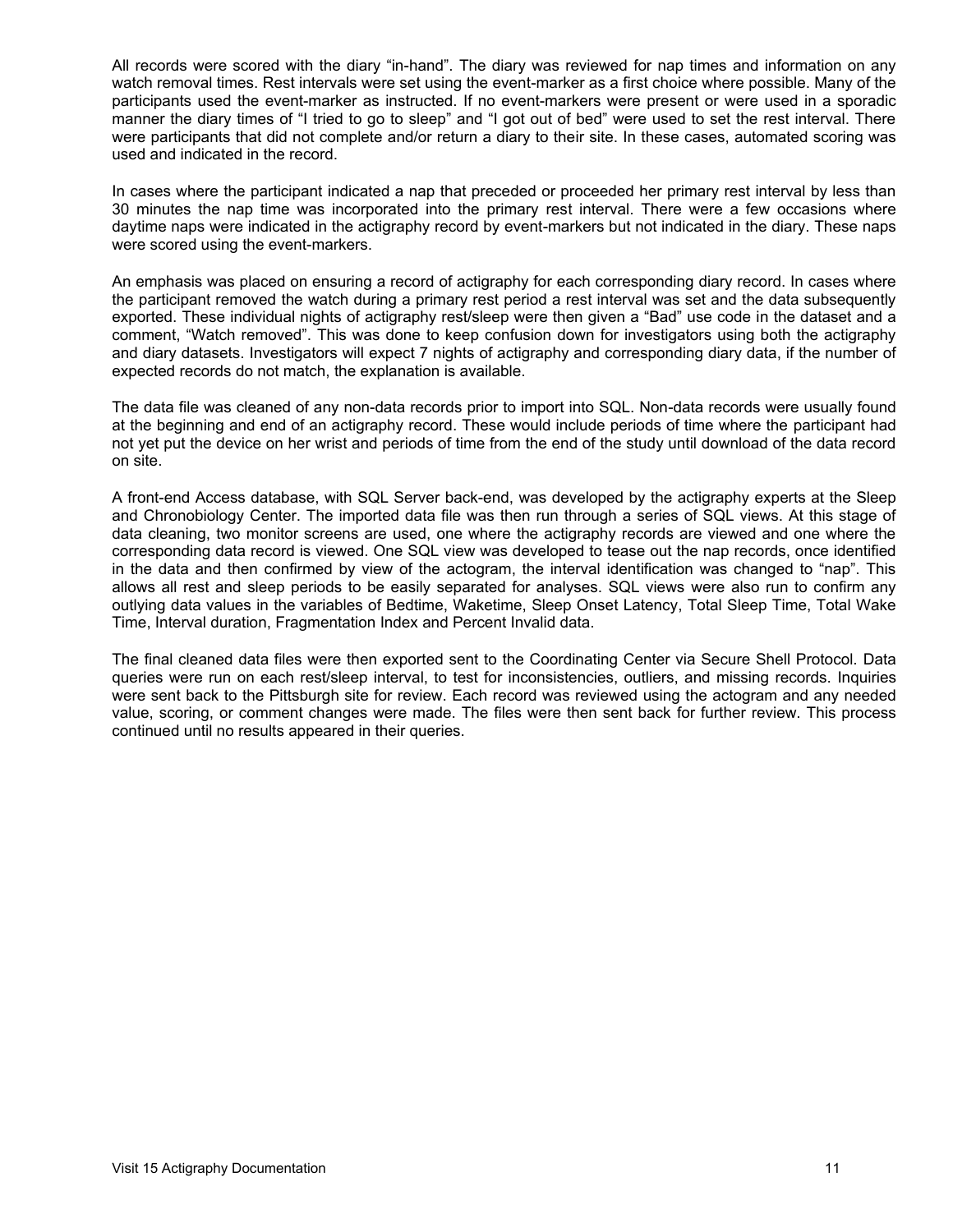All records were scored with the diary "in-hand". The diary was reviewed for nap times and information on any watch removal times. Rest intervals were set using the event-marker as a first choice where possible. Many of the participants used the event-marker as instructed. If no event-markers were present or were used in a sporadic manner the diary times of "I tried to go to sleep" and "I got out of bed" were used to set the rest interval. There were participants that did not complete and/or return a diary to their site. In these cases, automated scoring was used and indicated in the record.

In cases where the participant indicated a nap that preceded or proceeded her primary rest interval by less than 30 minutes the nap time was incorporated into the primary rest interval. There were a few occasions where daytime naps were indicated in the actigraphy record by event-markers but not indicated in the diary. These naps were scored using the event-markers.

An emphasis was placed on ensuring a record of actigraphy for each corresponding diary record. In cases where the participant removed the watch during a primary rest period a rest interval was set and the data subsequently exported. These individual nights of actigraphy rest/sleep were then given a "Bad" use code in the dataset and a comment, "Watch removed". This was done to keep confusion down for investigators using both the actigraphy and diary datasets. Investigators will expect 7 nights of actigraphy and corresponding diary data, if the number of expected records do not match, the explanation is available.

The data file was cleaned of any non-data records prior to import into SQL. Non-data records were usually found at the beginning and end of an actigraphy record. These would include periods of time where the participant had not yet put the device on her wrist and periods of time from the end of the study until download of the data record on site.

A front-end Access database, with SQL Server back-end, was developed by the actigraphy experts at the Sleep and Chronobiology Center. The imported data file was then run through a series of SQL views. At this stage of data cleaning, two monitor screens are used, one where the actigraphy records are viewed and one where the corresponding data record is viewed. One SQL view was developed to tease out the nap records, once identified in the data and then confirmed by view of the actogram, the interval identification was changed to "nap". This allows all rest and sleep periods to be easily separated for analyses. SQL views were also run to confirm any outlying data values in the variables of Bedtime, Waketime, Sleep Onset Latency, Total Sleep Time, Total Wake Time, Interval duration, Fragmentation Index and Percent Invalid data.

The final cleaned data files were then exported sent to the Coordinating Center via Secure Shell Protocol. Data queries were run on each rest/sleep interval, to test for inconsistencies, outliers, and missing records. Inquiries were sent back to the Pittsburgh site for review. Each record was reviewed using the actogram and any needed value, scoring, or comment changes were made. The files were then sent back for further review. This process continued until no results appeared in their queries.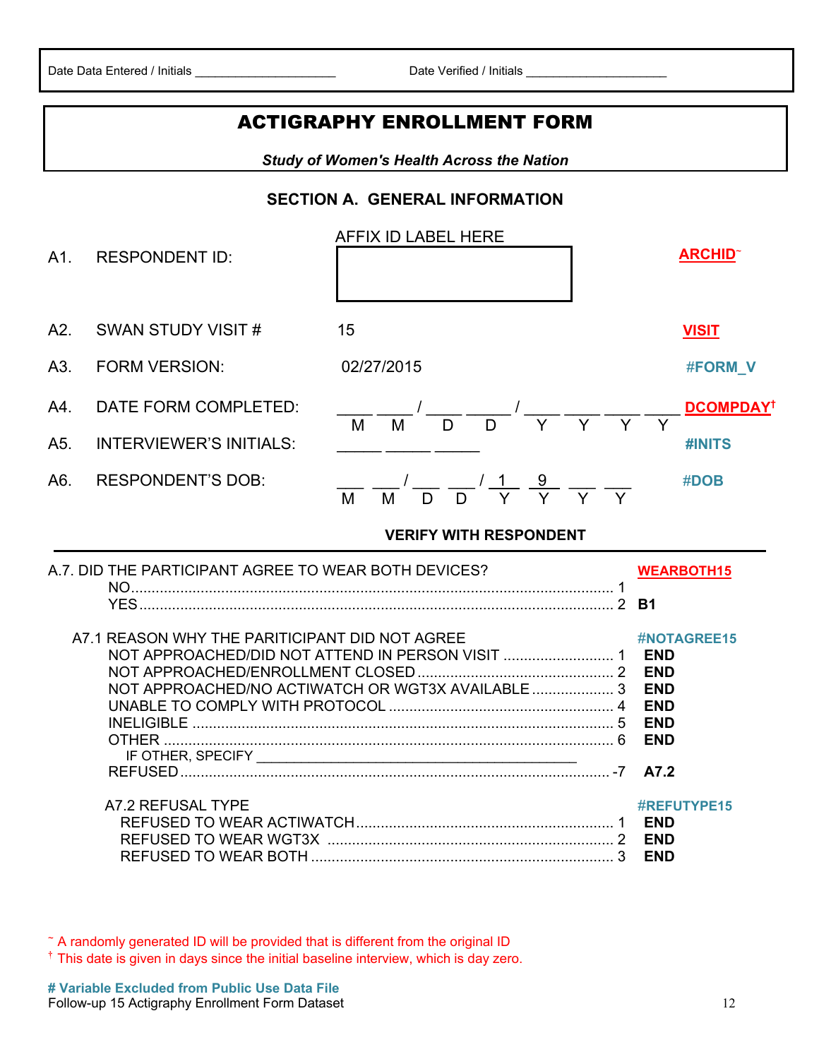Date Data Entered / Initials ____________________ Date Verified / Initials ____________________

# ACTIGRAPHY ENROLLMENT FORM

***Study of Women's Health Across the Nation***

## SECTION A. GENERAL INFORMATION

| | | | |
|---|---|---|---|
| A1. | RESPONDENT ID: | AFFIX ID LABEL HERE | ARCHID~ |
| A2. | SWAN STUDY VISIT # | 15 | VISIT |
| A3. | FORM VERSION: | 02/27/2015 | #FORM_V |
| A4. | DATE FORM COMPLETED: | ___ ___ / ___ ___ / ___ ___ ___ ___ (M M / D D / Y Y Y Y) | DCOMPDAY† |
| A5. | INTERVIEWER'S INITIALS: | ___ ___ ___ | #INITS |
| A6. | RESPONDENT'S DOB: | ___ ___ / ___ ___ / 1 9 ___ ___ (M M / D D / Y Y Y Y) | #DOB |

**VERIFY WITH RESPONDENT**

---

A.7. DID THE PARTICIPANT AGREE TO WEAR BOTH DEVICES? **WEARBOTH15**

| | | |
|---|---|---|
| NO | 1 | |
| YES | 2 | **B1** |

A7.1 REASON WHY THE PARITICIPANT DID NOT AGREE **#NOTAGREE15**

| | | |
|---|---|---|
| NOT APPROACHED/DID NOT ATTEND IN PERSON VISIT | 1 | **END** |
| NOT APPROACHED/ENROLLMENT CLOSED | 2 | **END** |
| NOT APPROACHED/NO ACTIWATCH OR WGT3X AVAILABLE | 3 | **END** |
| UNABLE TO COMPLY WITH PROTOCOL | 4 | **END** |
| INELIGIBLE | 5 | **END** |
| OTHER | 6 | **END** |
| IF OTHER, SPECIFY ________________________________ | | |
| REFUSED | -7 | **A7.2** |

A7.2 REFUSAL TYPE **#REFUTYPE15**

| | | |
|---|---|---|
| REFUSED TO WEAR ACTIWATCH | 1 | **END** |
| REFUSED TO WEAR WGT3X | 2 | **END** |
| REFUSED TO WEAR BOTH | 3 | **END** |

~ A randomly generated ID will be provided that is different from the original ID
† This date is given in days since the initial baseline interview, which is day zero.

**# Variable Excluded from Public Use Data File**
Follow-up 15 Actigraphy Enrollment Form Dataset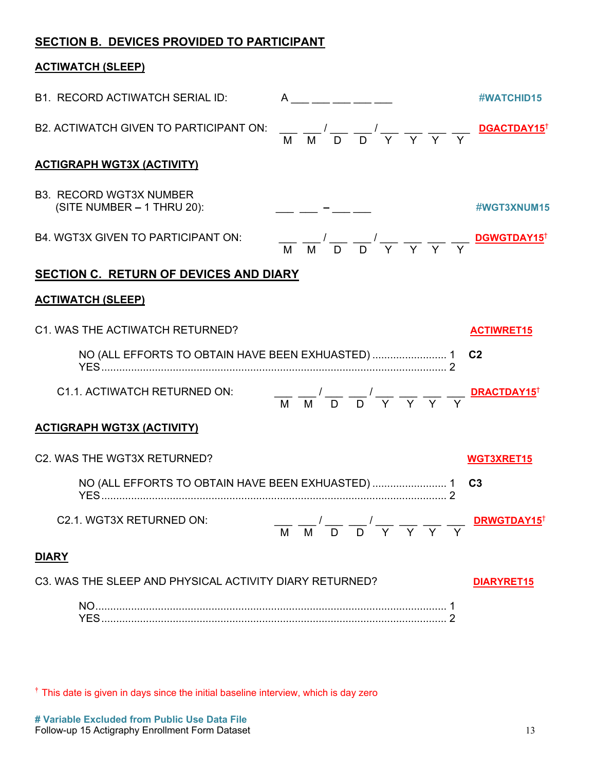## SECTION B. DEVICES PROVIDED TO PARTICIPANT

### ACTIWATCH (SLEEP)

B1. RECORD ACTIWATCH SERIAL ID: A ___ ___ ___ ___ ___ **#WATCHID15**

B2. ACTIWATCH GIVEN TO PARTICIPANT ON: ___ ___ / ___ ___ / ___ ___ ___ ___ (M M / D D / Y Y Y Y) **DGACTDAY15†**

### ACTIGRAPH WGT3X (ACTIVITY)

B3. RECORD WGT3X NUMBER
(SITE NUMBER – 1 THRU 20): ___ ___ – ___ ___ **#WGT3XNUM15**

B4. WGT3X GIVEN TO PARTICIPANT ON: ___ ___ / ___ ___ / ___ ___ ___ ___ (M M / D D / Y Y Y Y) **DGWGTDAY15†**

## SECTION C. RETURN OF DEVICES AND DIARY

### ACTIWATCH (SLEEP)

C1. WAS THE ACTIWATCH RETURNED? **ACTIWRET15**

NO (ALL EFFORTS TO OBTAIN HAVE BEEN EXHUASTED) ......................... 1 **C2**
YES.................................................................................................... 2

C1.1. ACTIWATCH RETURNED ON: ___ ___ / ___ ___ / ___ ___ ___ ___ (M M / D D / Y Y Y Y) **DRACTDAY15†**

### ACTIGRAPH WGT3X (ACTIVITY)

C2. WAS THE WGT3X RETURNED? **WGT3XRET15**

NO (ALL EFFORTS TO OBTAIN HAVE BEEN EXHUASTED) ......................... 1 **C3**
YES.................................................................................................... 2

C2.1. WGT3X RETURNED ON: ___ ___ / ___ ___ / ___ ___ ___ ___ (M M / D D / Y Y Y Y) **DRWGTDAY15†**

### DIARY

C3. WAS THE SLEEP AND PHYSICAL ACTIVITY DIARY RETURNED? **DIARYRET15**

NO...................................................................................................... 1
YES.................................................................................................... 2

† This date is given in days since the initial baseline interview, which is day zero

**# Variable Excluded from Public Use Data File**
Follow-up 15 Actigraphy Enrollment Form Dataset